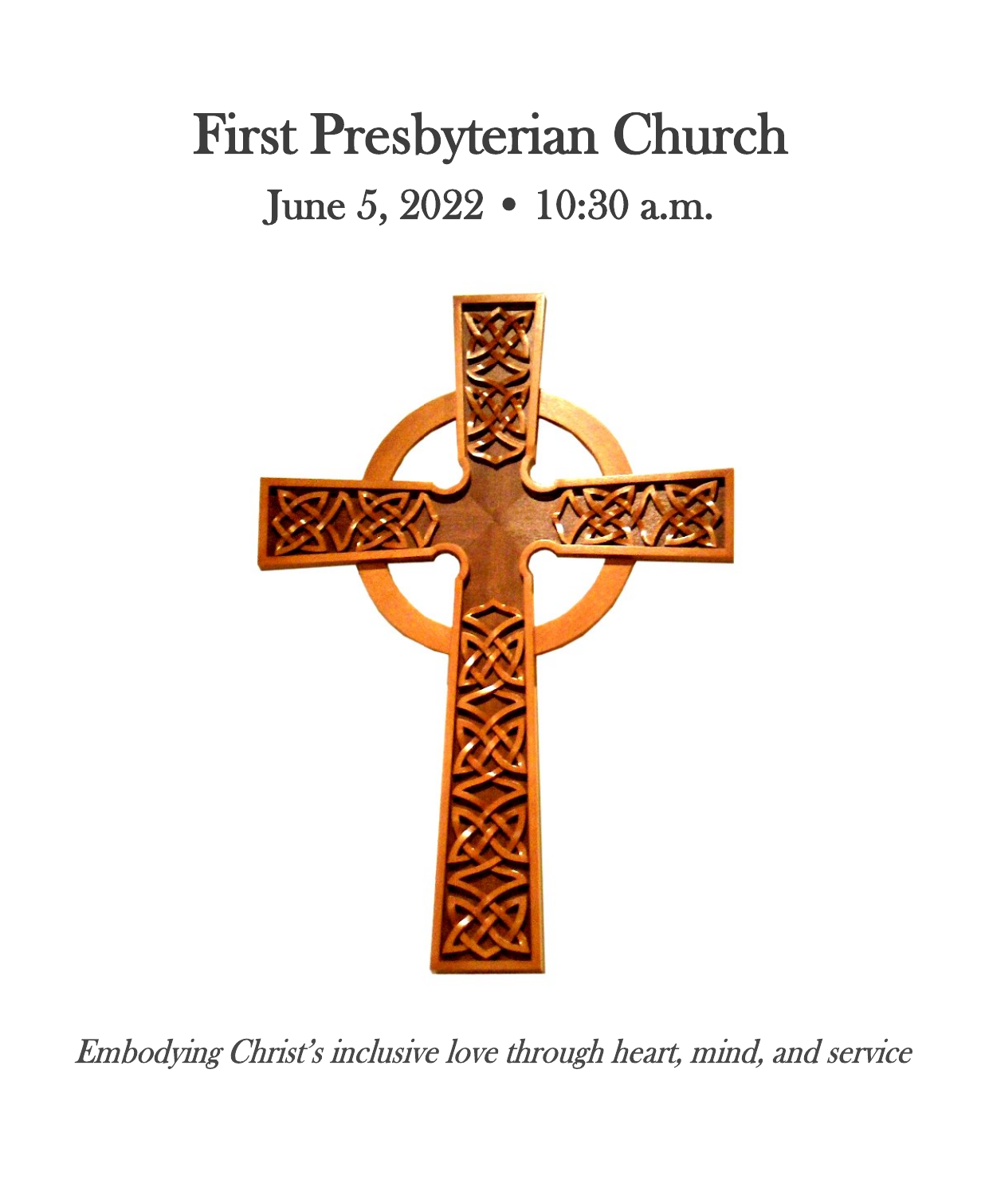# First Presbyterian Church

## June 5, 2022 • 10:30 a.m.

*Embodying Christ's inclusive love through heart, mind, and service*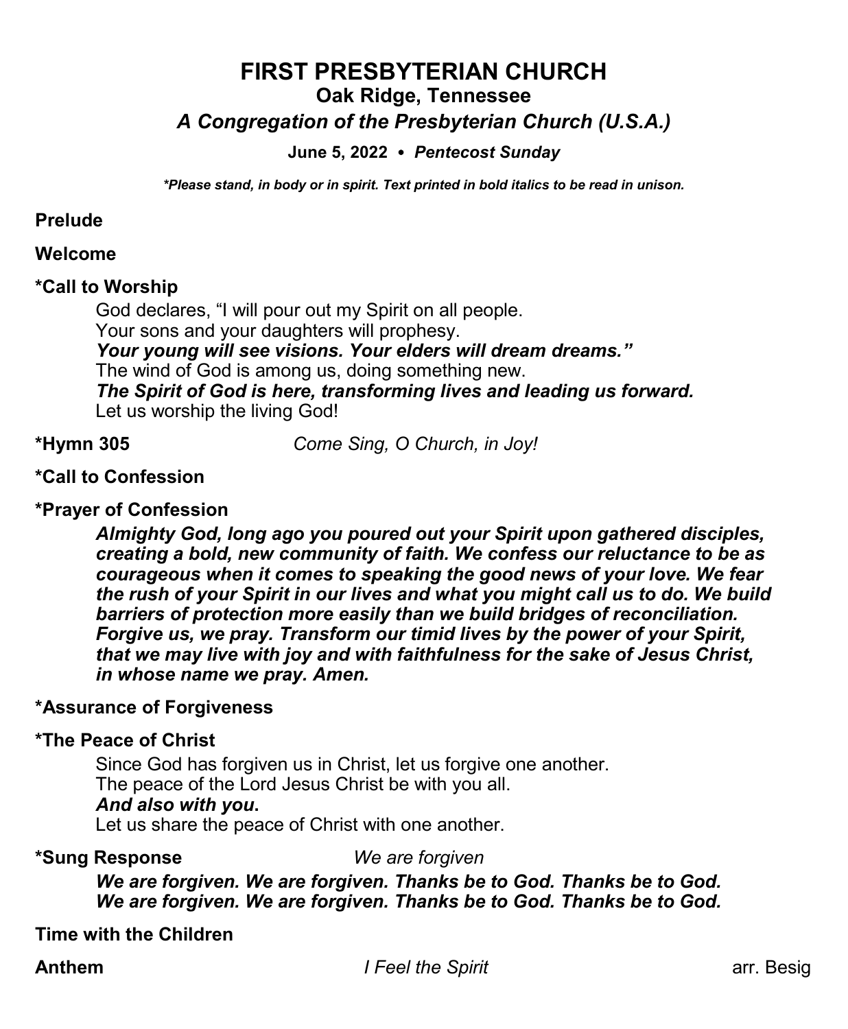# FIRST PRESBYTERIAN CHURCH

## Oak Ridge, Tennessee

## *A Congregation of the Presbyterian Church (U.S.A.)*

**June 5, 2022 • *Pentecost Sunday***

***\*Please stand, in body or in spirit. Text printed in bold italics to be read in unison.***

**Prelude**

**Welcome**

**\*Call to Worship**

God declares, "I will pour out my Spirit on all people.
Your sons and your daughters will prophesy.
***Your young will see visions. Your elders will dream dreams."***
The wind of God is among us, doing something new.
***The Spirit of God is here, transforming lives and leading us forward.***
Let us worship the living God!

**\*Hymn 305** *Come Sing, O Church, in Joy!*

**\*Call to Confession**

**\*Prayer of Confession**

***Almighty God, long ago you poured out your Spirit upon gathered disciples, creating a bold, new community of faith. We confess our reluctance to be as courageous when it comes to speaking the good news of your love. We fear the rush of your Spirit in our lives and what you might call us to do. We build barriers of protection more easily than we build bridges of reconciliation. Forgive us, we pray. Transform our timid lives by the power of your Spirit, that we may live with joy and with faithfulness for the sake of Jesus Christ, in whose name we pray. Amen.***

**\*Assurance of Forgiveness**

**\*The Peace of Christ**

Since God has forgiven us in Christ, let us forgive one another.
The peace of the Lord Jesus Christ be with you all.
***And also with you.***
Let us share the peace of Christ with one another.

**\*Sung Response** *We are forgiven*

***We are forgiven. We are forgiven. Thanks be to God. Thanks be to God.***
***We are forgiven. We are forgiven. Thanks be to God. Thanks be to God.***

**Time with the Children**

**Anthem** *I Feel the Spirit* arr. Besig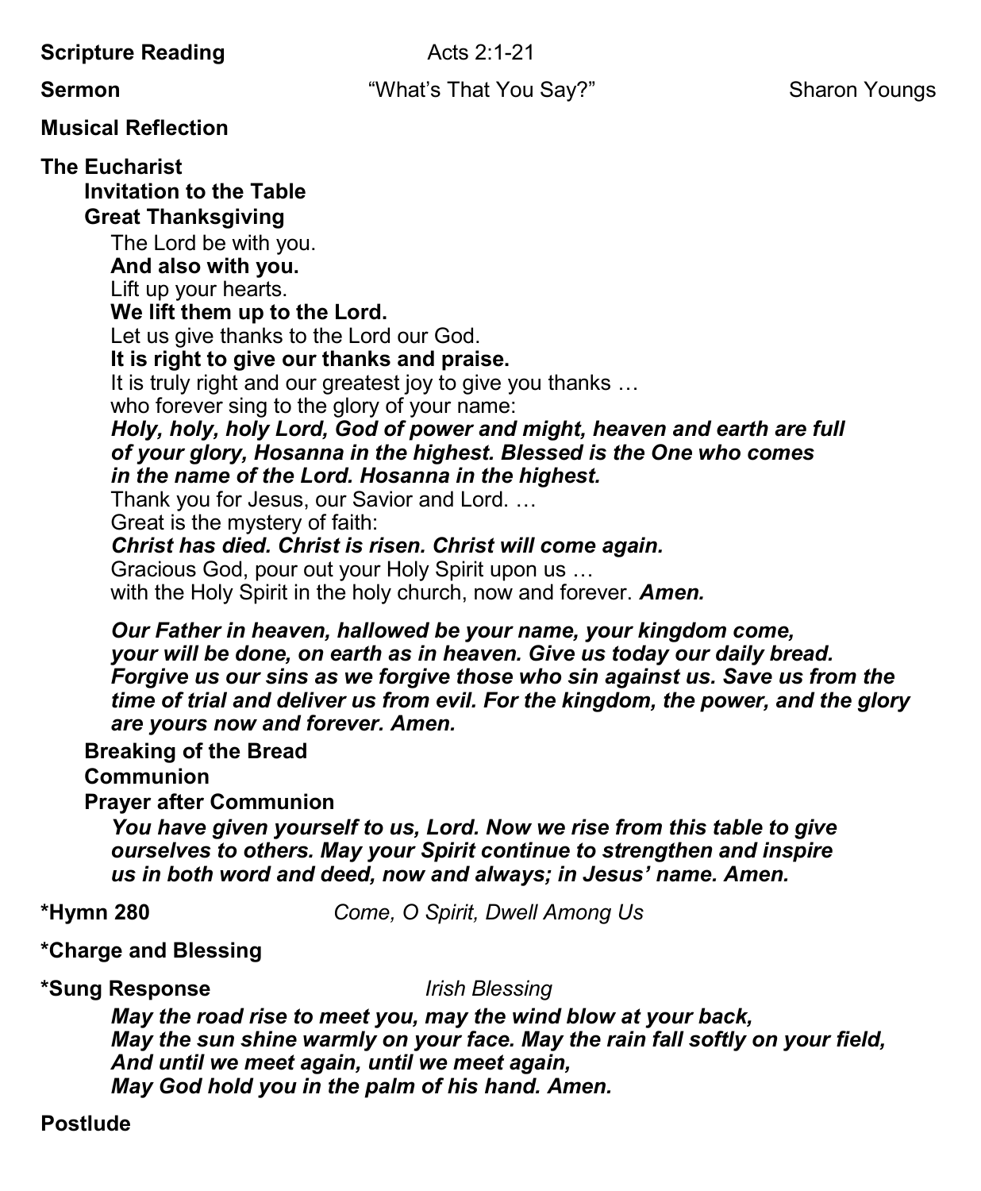**Scripture Reading** Acts 2:1-21

**Sermon** "What's That You Say?" Sharon Youngs

**Musical Reflection**

**The Eucharist**

**Invitation to the Table**

**Great Thanksgiving**

The Lord be with you.
**And also with you.**
Lift up your hearts.
**We lift them up to the Lord.**
Let us give thanks to the Lord our God.
**It is right to give our thanks and praise.**
It is truly right and our greatest joy to give you thanks …
who forever sing to the glory of your name:
***Holy, holy, holy Lord, God of power and might, heaven and earth are full of your glory, Hosanna in the highest. Blessed is the One who comes in the name of the Lord. Hosanna in the highest.***
Thank you for Jesus, our Savior and Lord. …
Great is the mystery of faith:
***Christ has died. Christ is risen. Christ will come again.***
Gracious God, pour out your Holy Spirit upon us …
with the Holy Spirit in the holy church, now and forever. ***Amen.***

***Our Father in heaven, hallowed be your name, your kingdom come, your will be done, on earth as in heaven. Give us today our daily bread. Forgive us our sins as we forgive those who sin against us. Save us from the time of trial and deliver us from evil. For the kingdom, the power, and the glory are yours now and forever. Amen.***

**Breaking of the Bread**

**Communion**

**Prayer after Communion**

***You have given yourself to us, Lord. Now we rise from this table to give ourselves to others. May your Spirit continue to strengthen and inspire us in both word and deed, now and always; in Jesus' name. Amen.***

**\*Hymn 280** *Come, O Spirit, Dwell Among Us*

**\*Charge and Blessing**

**\*Sung Response** *Irish Blessing*

***May the road rise to meet you, may the wind blow at your back,***
***May the sun shine warmly on your face. May the rain fall softly on your field,***
***And until we meet again, until we meet again,***
***May God hold you in the palm of his hand. Amen.***

**Postlude**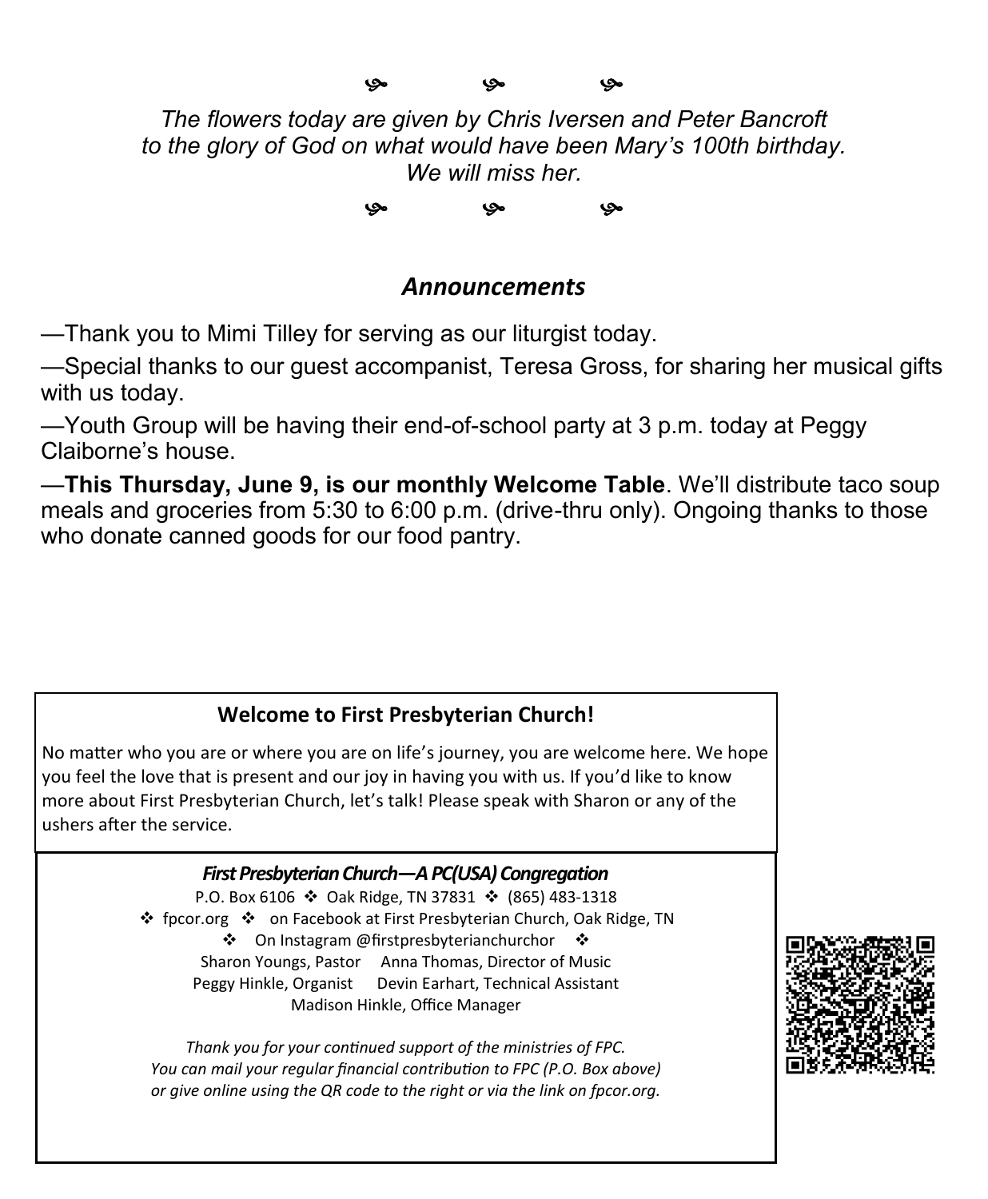༄ ༄ ༄

*The flowers today are given by Chris Iversen and Peter Bancroft to the glory of God on what would have been Mary's 100th birthday. We will miss her.*

༄ ༄ ༄

## *Announcements*

—Thank you to Mimi Tilley for serving as our liturgist today.

—Special thanks to our guest accompanist, Teresa Gross, for sharing her musical gifts with us today.

—Youth Group will be having their end-of-school party at 3 p.m. today at Peggy Claiborne's house.

—**This Thursday, June 9, is our monthly Welcome Table**. We'll distribute taco soup meals and groceries from 5:30 to 6:00 p.m. (drive-thru only). Ongoing thanks to those who donate canned goods for our food pantry.

### Welcome to First Presbyterian Church!

No matter who you are or where you are on life's journey, you are welcome here. We hope you feel the love that is present and our joy in having you with us. If you'd like to know more about First Presbyterian Church, let's talk! Please speak with Sharon or any of the ushers after the service.

***First Presbyterian Church—A PC(USA) Congregation***

P.O. Box 6106 ❖ Oak Ridge, TN 37831 ❖ (865) 483-1318
❖ fpcor.org ❖ on Facebook at First Presbyterian Church, Oak Ridge, TN
❖ On Instagram @firstpresbyterianchurchor ❖
Sharon Youngs, Pastor Anna Thomas, Director of Music
Peggy Hinkle, Organist Devin Earhart, Technical Assistant
Madison Hinkle, Office Manager

*Thank you for your continued support of the ministries of FPC. You can mail your regular financial contribution to FPC (P.O. Box above) or give online using the QR code to the right or via the link on fpcor.org.*